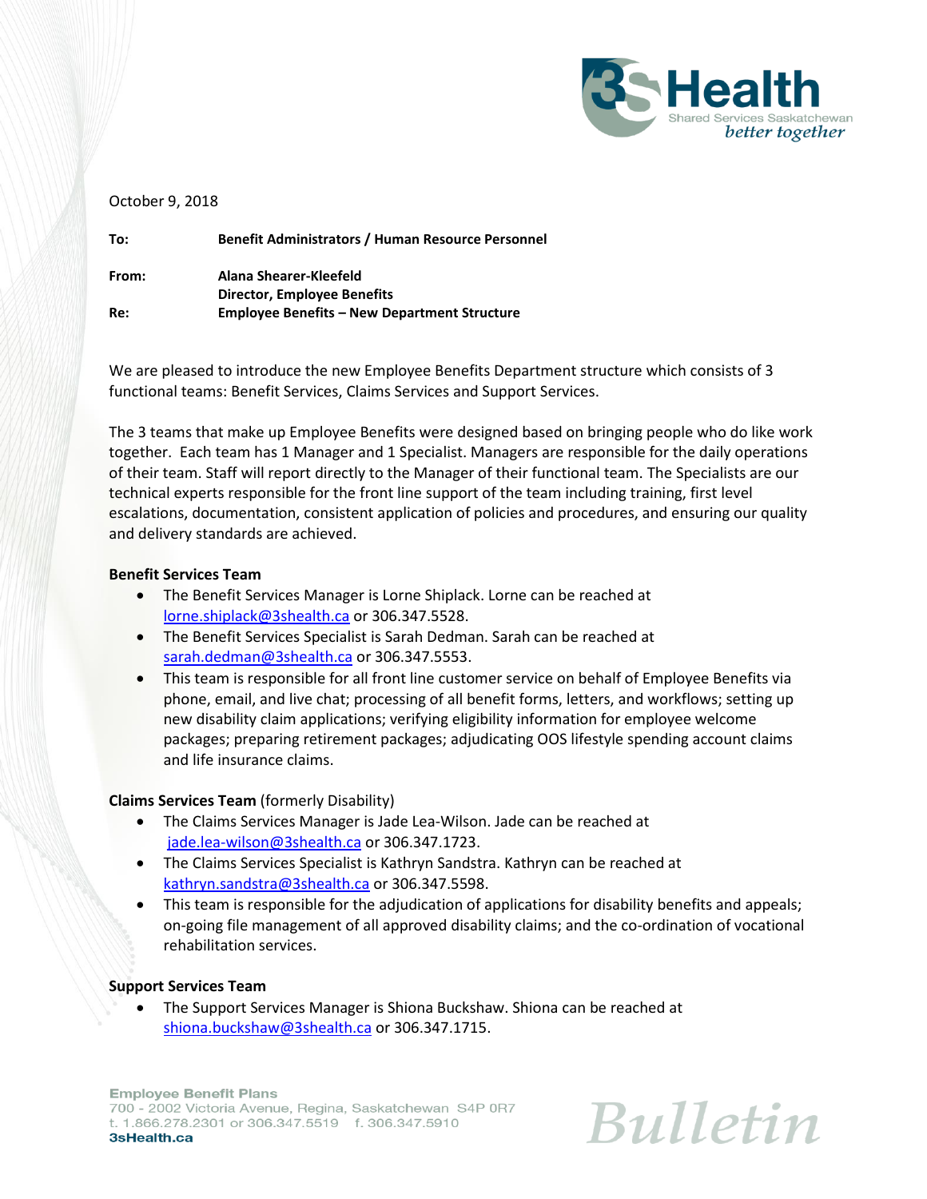October 9, 2018

**To:** **Benefit Administrators / Human Resource Personnel**

**From:** **Alana Shearer-Kleefeld**
**Director, Employee Benefits**

**Re:** **Employee Benefits – New Department Structure**

We are pleased to introduce the new Employee Benefits Department structure which consists of 3 functional teams: Benefit Services, Claims Services and Support Services.

The 3 teams that make up Employee Benefits were designed based on bringing people who do like work together. Each team has 1 Manager and 1 Specialist. Managers are responsible for the daily operations of their team. Staff will report directly to the Manager of their functional team. The Specialists are our technical experts responsible for the front line support of the team including training, first level escalations, documentation, consistent application of policies and procedures, and ensuring our quality and delivery standards are achieved.

**Benefit Services Team**

- The Benefit Services Manager is Lorne Shiplack. Lorne can be reached at lorne.shiplack@3shealth.ca or 306.347.5528.
- The Benefit Services Specialist is Sarah Dedman. Sarah can be reached at sarah.dedman@3shealth.ca or 306.347.5553.
- This team is responsible for all front line customer service on behalf of Employee Benefits via phone, email, and live chat; processing of all benefit forms, letters, and workflows; setting up new disability claim applications; verifying eligibility information for employee welcome packages; preparing retirement packages; adjudicating OOS lifestyle spending account claims and life insurance claims.

**Claims Services Team** (formerly Disability)

- The Claims Services Manager is Jade Lea-Wilson. Jade can be reached at jade.lea-wilson@3shealth.ca or 306.347.1723.
- The Claims Services Specialist is Kathryn Sandstra. Kathryn can be reached at kathryn.sandstra@3shealth.ca or 306.347.5598.
- This team is responsible for the adjudication of applications for disability benefits and appeals; on-going file management of all approved disability claims; and the co-ordination of vocational rehabilitation services.

**Support Services Team**

- The Support Services Manager is Shiona Buckshaw. Shiona can be reached at shiona.buckshaw@3shealth.ca or 306.347.1715.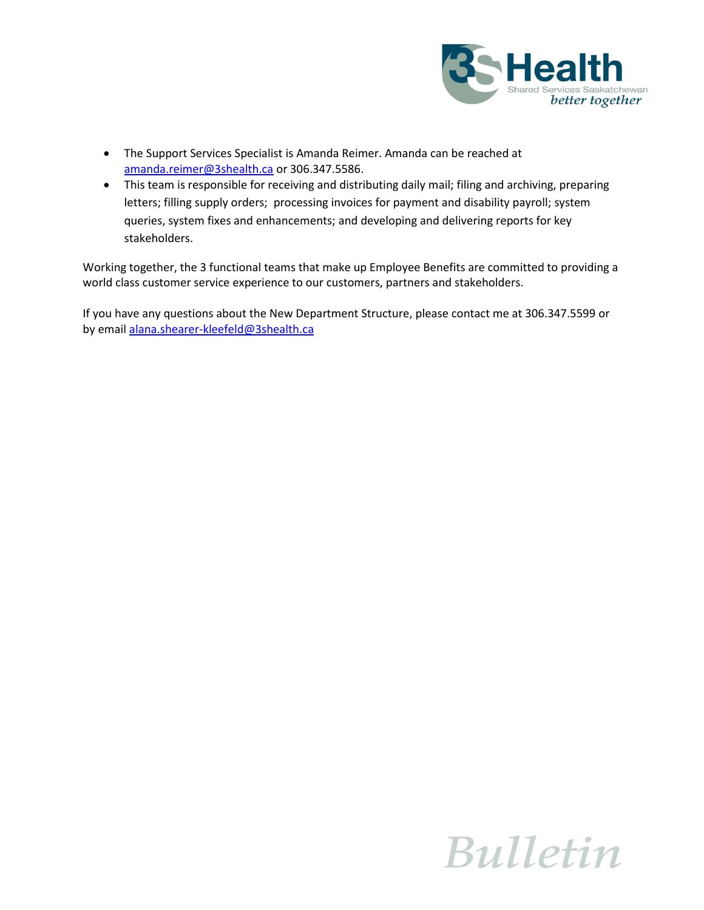- The Support Services Specialist is Amanda Reimer. Amanda can be reached at amanda.reimer@3shealth.ca or 306.347.5586.
- This team is responsible for receiving and distributing daily mail; filing and archiving, preparing letters; filling supply orders; processing invoices for payment and disability payroll; system queries, system fixes and enhancements; and developing and delivering reports for key stakeholders.

Working together, the 3 functional teams that make up Employee Benefits are committed to providing a world class customer service experience to our customers, partners and stakeholders.

If you have any questions about the New Department Structure, please contact me at 306.347.5599 or by email alana.shearer-kleefeld@3shealth.ca